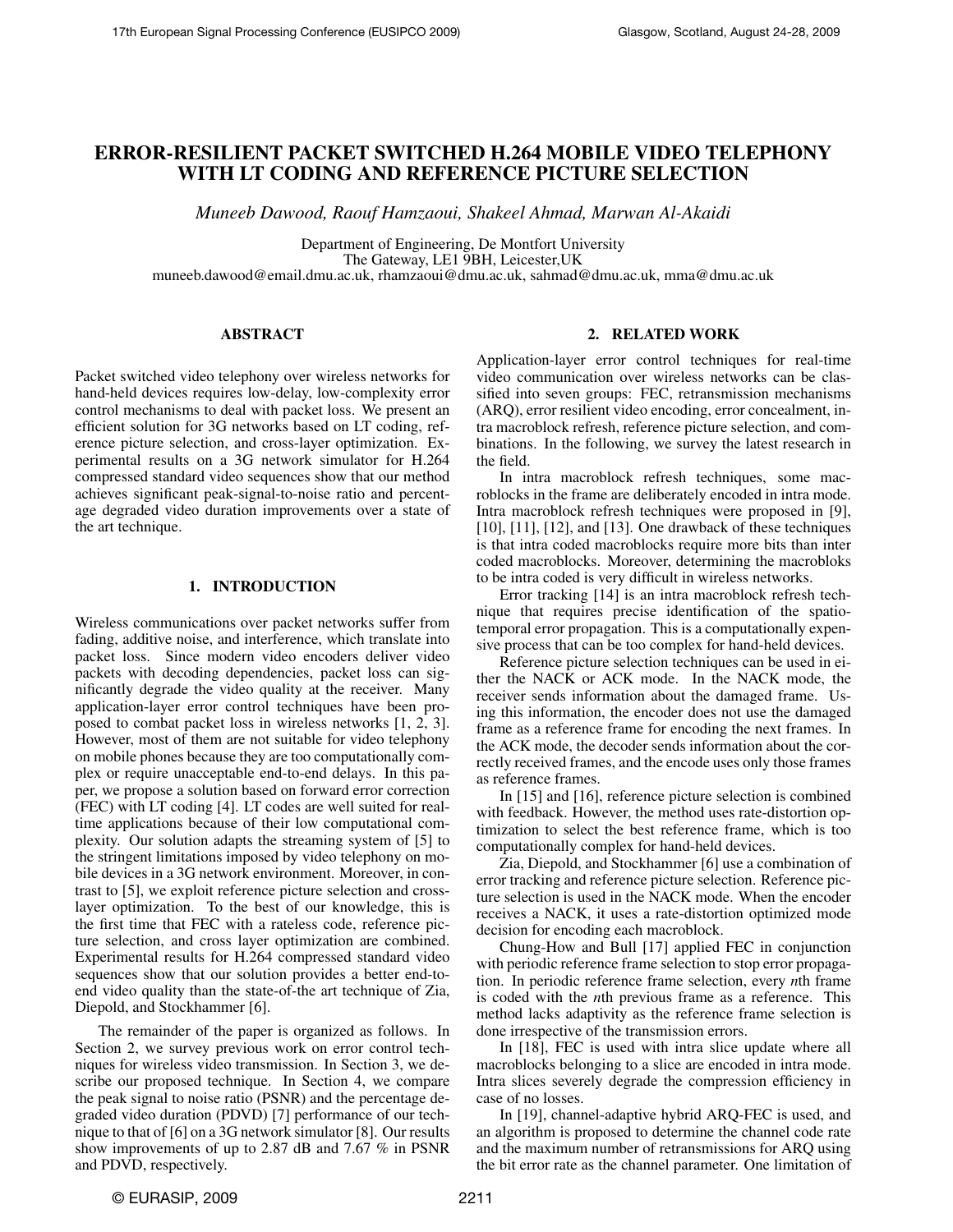# ERROR-RESILIENT PACKET SWITCHED H.264 MOBILE VIDEO TELEPHONY WITH LT CODING AND REFERENCE PICTURE SELECTION

*Muneeb Dawood, Raouf Hamzaoui, Shakeel Ahmad, Marwan Al-Akaidi*

Department of Engineering, De Montfort University
The Gateway, LE1 9BH, Leicester,UK
muneeb.dawood@email.dmu.ac.uk, rhamzaoui@dmu.ac.uk, sahmad@dmu.ac.uk, mma@dmu.ac.uk

## ABSTRACT

Packet switched video telephony over wireless networks for hand-held devices requires low-delay, low-complexity error control mechanisms to deal with packet loss. We present an efficient solution for 3G networks based on LT coding, reference picture selection, and cross-layer optimization. Experimental results on a 3G network simulator for H.264 compressed standard video sequences show that our method achieves significant peak-signal-to-noise ratio and percentage degraded video duration improvements over a state of the art technique.

## 1. INTRODUCTION

Wireless communications over packet networks suffer from fading, additive noise, and interference, which translate into packet loss. Since modern video encoders deliver video packets with decoding dependencies, packet loss can significantly degrade the video quality at the receiver. Many application-layer error control techniques have been proposed to combat packet loss in wireless networks [1, 2, 3]. However, most of them are not suitable for video telephony on mobile phones because they are too computationally complex or require unacceptable end-to-end delays. In this paper, we propose a solution based on forward error correction (FEC) with LT coding [4]. LT codes are well suited for real-time applications because of their low computational complexity. Our solution adapts the streaming system of [5] to the stringent limitations imposed by video telephony on mobile devices in a 3G network environment. Moreover, in contrast to [5], we exploit reference picture selection and cross-layer optimization. To the best of our knowledge, this is the first time that FEC with a rateless code, reference picture selection, and cross layer optimization are combined. Experimental results for H.264 compressed standard video sequences show that our solution provides a better end-to-end video quality than the state-of-the art technique of Zia, Diepold, and Stockhammer [6].

The remainder of the paper is organized as follows. In Section 2, we survey previous work on error control techniques for wireless video transmission. In Section 3, we describe our proposed technique. In Section 4, we compare the peak signal to noise ratio (PSNR) and the percentage degraded video duration (PDVD) [7] performance of our technique to that of [6] on a 3G network simulator [8]. Our results show improvements of up to 2.87 dB and 7.67 % in PSNR and PDVD, respectively.

## 2. RELATED WORK

Application-layer error control techniques for real-time video communication over wireless networks can be classified into seven groups: FEC, retransmission mechanisms (ARQ), error resilient video encoding, error concealment, intra macroblock refresh, reference picture selection, and combinations. In the following, we survey the latest research in the field.

In intra macroblock refresh techniques, some macroblocks in the frame are deliberately encoded in intra mode. Intra macroblock refresh techniques were proposed in [9], [10], [11], [12], and [13]. One drawback of these techniques is that intra coded macroblocks require more bits than inter coded macroblocks. Moreover, determining the macrobloks to be intra coded is very difficult in wireless networks.

Error tracking [14] is an intra macroblock refresh technique that requires precise identification of the spatio-temporal error propagation. This is a computationally expensive process that can be too complex for hand-held devices.

Reference picture selection techniques can be used in either the NACK or ACK mode. In the NACK mode, the receiver sends information about the damaged frame. Using this information, the encoder does not use the damaged frame as a reference frame for encoding the next frames. In the ACK mode, the decoder sends information about the correctly received frames, and the encode uses only those frames as reference frames.

In [15] and [16], reference picture selection is combined with feedback. However, the method uses rate-distortion optimization to select the best reference frame, which is too computationally complex for hand-held devices.

Zia, Diepold, and Stockhammer [6] use a combination of error tracking and reference picture selection. Reference picture selection is used in the NACK mode. When the encoder receives a NACK, it uses a rate-distortion optimized mode decision for encoding each macroblock.

Chung-How and Bull [17] applied FEC in conjunction with periodic reference frame selection to stop error propagation. In periodic reference frame selection, every *n*th frame is coded with the *n*th previous frame as a reference. This method lacks adaptivity as the reference frame selection is done irrespective of the transmission errors.

In [18], FEC is used with intra slice update where all macroblocks belonging to a slice are encoded in intra mode. Intra slices severely degrade the compression efficiency in case of no losses.

In [19], channel-adaptive hybrid ARQ-FEC is used, and an algorithm is proposed to determine the channel code rate and the maximum number of retransmissions for ARQ using the bit error rate as the channel parameter. One limitation of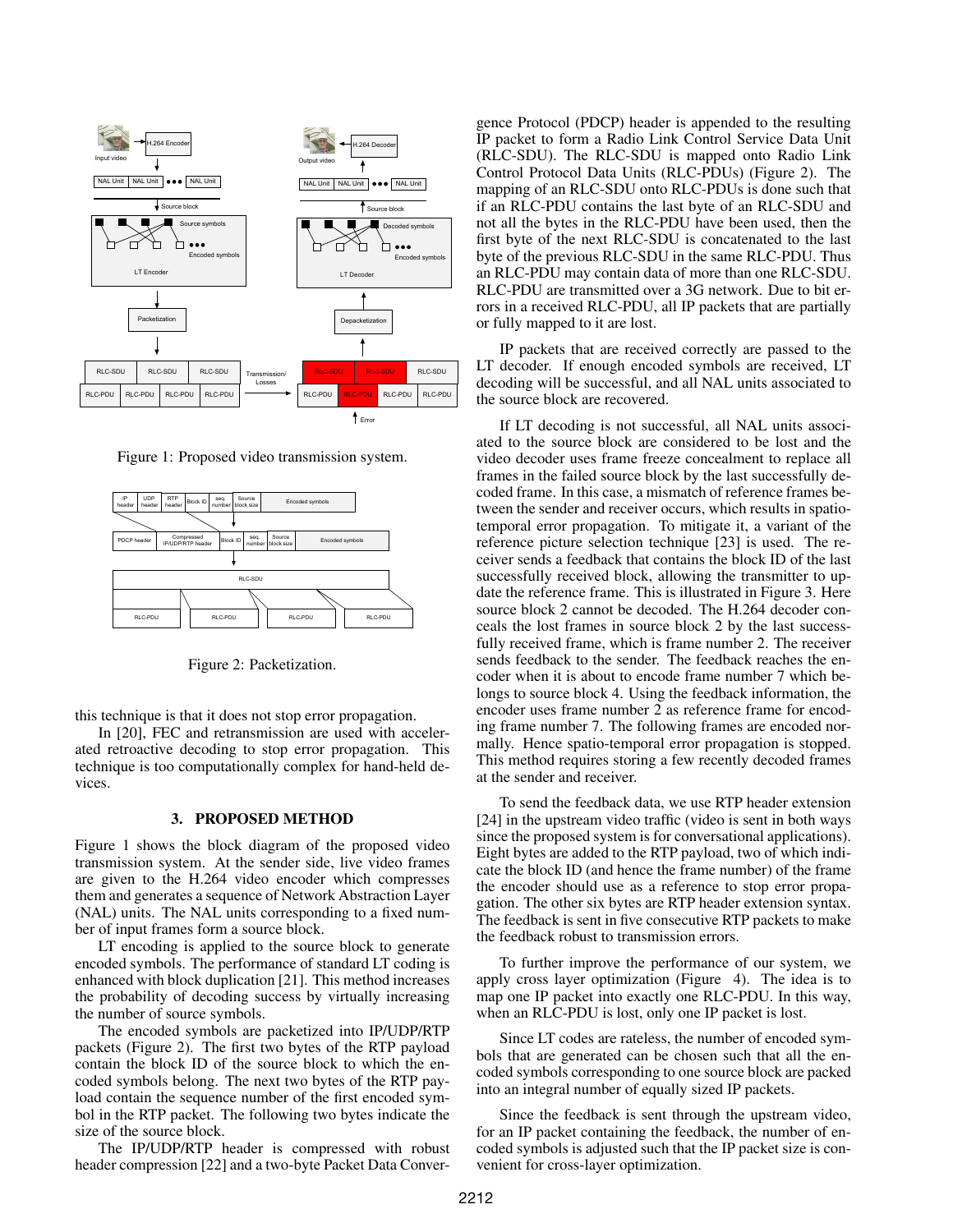Figure 1: Proposed video transmission system.

Figure 2: Packetization.

this technique is that it does not stop error propagation.

In [20], FEC and retransmission are used with accelerated retroactive decoding to stop error propagation. This technique is too computationally complex for hand-held devices.

## 3. PROPOSED METHOD

Figure 1 shows the block diagram of the proposed video transmission system. At the sender side, live video frames are given to the H.264 video encoder which compresses them and generates a sequence of Network Abstraction Layer (NAL) units. The NAL units corresponding to a fixed number of input frames form a source block.

LT encoding is applied to the source block to generate encoded symbols. The performance of standard LT coding is enhanced with block duplication [21]. This method increases the probability of decoding success by virtually increasing the number of source symbols.

The encoded symbols are packetized into IP/UDP/RTP packets (Figure 2). The first two bytes of the RTP payload contain the block ID of the source block to which the encoded symbols belong. The next two bytes of the RTP payload contain the sequence number of the first encoded symbol in the RTP packet. The following two bytes indicate the size of the source block.

The IP/UDP/RTP header is compressed with robust header compression [22] and a two-byte Packet Data Convergence Protocol (PDCP) header is appended to the resulting IP packet to form a Radio Link Control Service Data Unit (RLC-SDU). The RLC-SDU is mapped onto Radio Link Control Protocol Data Units (RLC-PDUs) (Figure 2). The mapping of an RLC-SDU onto RLC-PDUs is done such that if an RLC-PDU contains the last byte of an RLC-SDU and not all the bytes in the RLC-PDU have been used, then the first byte of the next RLC-SDU is concatenated to the last byte of the previous RLC-SDU in the same RLC-PDU. Thus an RLC-PDU may contain data of more than one RLC-SDU. RLC-PDU are transmitted over a 3G network. Due to bit errors in a received RLC-PDU, all IP packets that are partially or fully mapped to it are lost.

IP packets that are received correctly are passed to the LT decoder. If enough encoded symbols are received, LT decoding will be successful, and all NAL units associated to the source block are recovered.

If LT decoding is not successful, all NAL units associated to the source block are considered to be lost and the video decoder uses frame freeze concealment to replace all frames in the failed source block by the last successfully decoded frame. In this case, a mismatch of reference frames between the sender and receiver occurs, which results in spatio-temporal error propagation. To mitigate it, a variant of the reference picture selection technique [23] is used. The receiver sends a feedback that contains the block ID of the last successfully received block, allowing the transmitter to update the reference frame. This is illustrated in Figure 3. Here source block 2 cannot be decoded. The H.264 decoder conceals the lost frames in source block 2 by the last successfully received frame, which is frame number 2. The receiver sends feedback to the sender. The feedback reaches the encoder when it is about to encode frame number 7 which belongs to source block 4. Using the feedback information, the encoder uses frame number 2 as reference frame for encoding frame number 7. The following frames are encoded normally. Hence spatio-temporal error propagation is stopped. This method requires storing a few recently decoded frames at the sender and receiver.

To send the feedback data, we use RTP header extension [24] in the upstream video traffic (video is sent in both ways since the proposed system is for conversational applications). Eight bytes are added to the RTP payload, two of which indicate the block ID (and hence the frame number) of the frame the encoder should use as a reference to stop error propagation. The other six bytes are RTP header extension syntax. The feedback is sent in five consecutive RTP packets to make the feedback robust to transmission errors.

To further improve the performance of our system, we apply cross layer optimization (Figure 4). The idea is to map one IP packet into exactly one RLC-PDU. In this way, when an RLC-PDU is lost, only one IP packet is lost.

Since LT codes are rateless, the number of encoded symbols that are generated can be chosen such that all the encoded symbols corresponding to one source block are packed into an integral number of equally sized IP packets.

Since the feedback is sent through the upstream video, for an IP packet containing the feedback, the number of encoded symbols is adjusted such that the IP packet size is convenient for cross-layer optimization.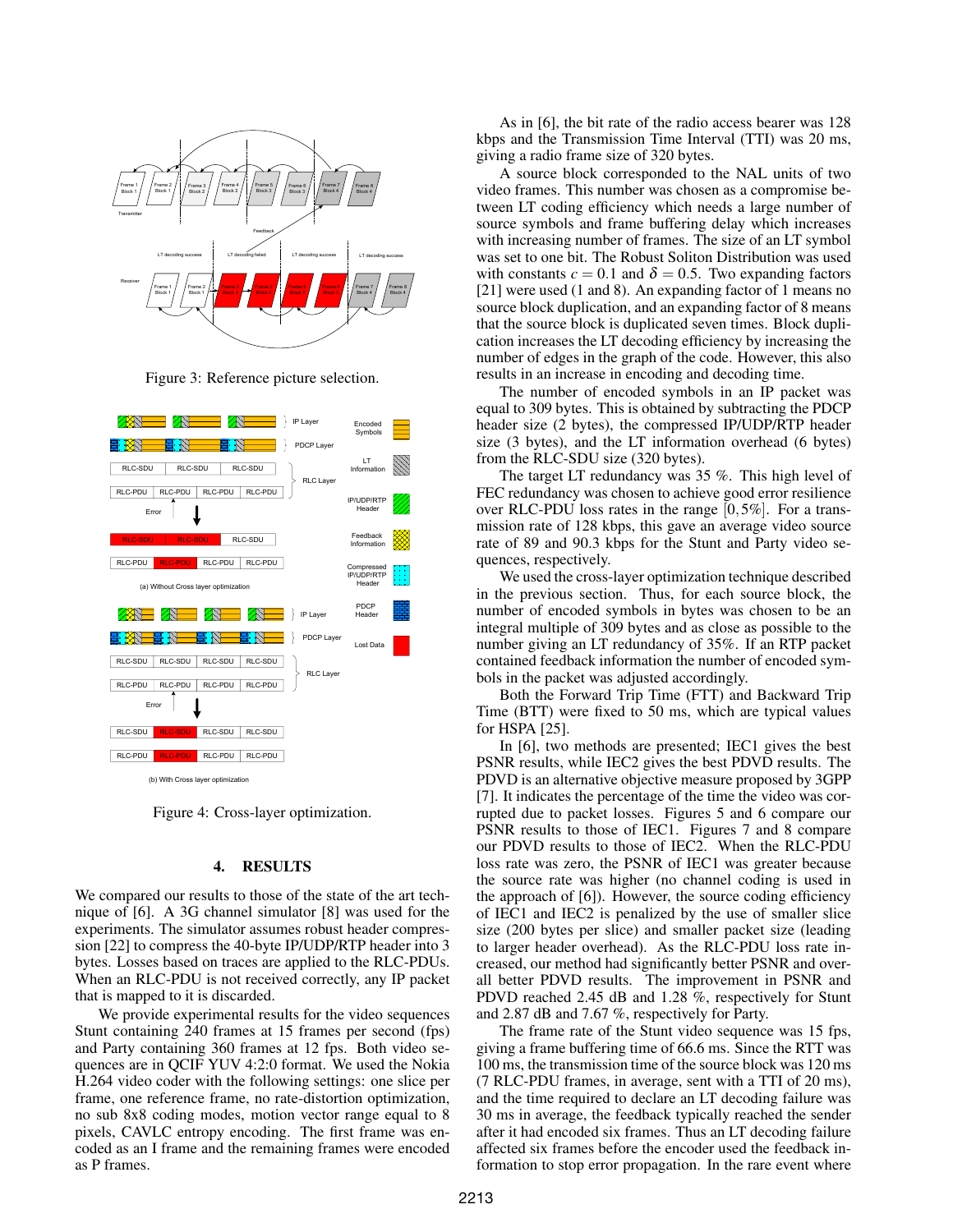Figure 3: Reference picture selection.

Figure 4: Cross-layer optimization.

## 4. RESULTS

We compared our results to those of the state of the art technique of [6]. A 3G channel simulator [8] was used for the experiments. The simulator assumes robust header compression [22] to compress the 40-byte IP/UDP/RTP header into 3 bytes. Losses based on traces are applied to the RLC-PDUs. When an RLC-PDU is not received correctly, any IP packet that is mapped to it is discarded.

We provide experimental results for the video sequences Stunt containing 240 frames at 15 frames per second (fps) and Party containing 360 frames at 12 fps. Both video sequences are in QCIF YUV 4:2:0 format. We used the Nokia H.264 video coder with the following settings: one slice per frame, one reference frame, no rate-distortion optimization, no sub 8x8 coding modes, motion vector range equal to 8 pixels, CAVLC entropy encoding. The first frame was encoded as an I frame and the remaining frames were encoded as P frames.

As in [6], the bit rate of the radio access bearer was 128 kbps and the Transmission Time Interval (TTI) was 20 ms, giving a radio frame size of 320 bytes.

A source block corresponded to the NAL units of two video frames. This number was chosen as a compromise between LT coding efficiency which needs a large number of source symbols and frame buffering delay which increases with increasing number of frames. The size of an LT symbol was set to one bit. The Robust Soliton Distribution was used with constants $c = 0.1$ and $\delta = 0.5$. Two expanding factors [21] were used (1 and 8). An expanding factor of 1 means no source block duplication, and an expanding factor of 8 means that the source block is duplicated seven times. Block duplication increases the LT decoding efficiency by increasing the number of edges in the graph of the code. However, this also results in an increase in encoding and decoding time.

The number of encoded symbols in an IP packet was equal to 309 bytes. This is obtained by subtracting the PDCP header size (2 bytes), the compressed IP/UDP/RTP header size (3 bytes), and the LT information overhead (6 bytes) from the RLC-SDU size (320 bytes).

The target LT redundancy was 35 %. This high level of FEC redundancy was chosen to achieve good error resilience over RLC-PDU loss rates in the range $[0, 5\%]$. For a transmission rate of 128 kbps, this gave an average video source rate of 89 and 90.3 kbps for the Stunt and Party video sequences, respectively.

We used the cross-layer optimization technique described in the previous section. Thus, for each source block, the number of encoded symbols in bytes was chosen to be an integral multiple of 309 bytes and as close as possible to the number giving an LT redundancy of 35%. If an RTP packet contained feedback information the number of encoded symbols in the packet was adjusted accordingly.

Both the Forward Trip Time (FTT) and Backward Trip Time (BTT) were fixed to 50 ms, which are typical values for HSPA [25].

In [6], two methods are presented; IEC1 gives the best PSNR results, while IEC2 gives the best PDVD results. The PDVD is an alternative objective measure proposed by 3GPP [7]. It indicates the percentage of the time the video was corrupted due to packet losses. Figures 5 and 6 compare our PSNR results to those of IEC1. Figures 7 and 8 compare our PDVD results to those of IEC2. When the RLC-PDU loss rate was zero, the PSNR of IEC1 was greater because the source rate was higher (no channel coding is used in the approach of [6]). However, the source coding efficiency of IEC1 and IEC2 is penalized by the use of smaller slice size (200 bytes per slice) and smaller packet size (leading to larger header overhead). As the RLC-PDU loss rate increased, our method had significantly better PSNR and overall better PDVD results. The improvement in PSNR and PDVD reached 2.45 dB and 1.28 %, respectively for Stunt and 2.87 dB and 7.67 %, respectively for Party.

The frame rate of the Stunt video sequence was 15 fps, giving a frame buffering time of 66.6 ms. Since the RTT was 100 ms, the transmission time of the source block was 120 ms (7 RLC-PDU frames, in average, sent with a TTI of 20 ms), and the time required to declare an LT decoding failure was 30 ms in average, the feedback typically reached the sender after it had encoded six frames. Thus an LT decoding failure affected six frames before the encoder used the feedback information to stop error propagation. In the rare event where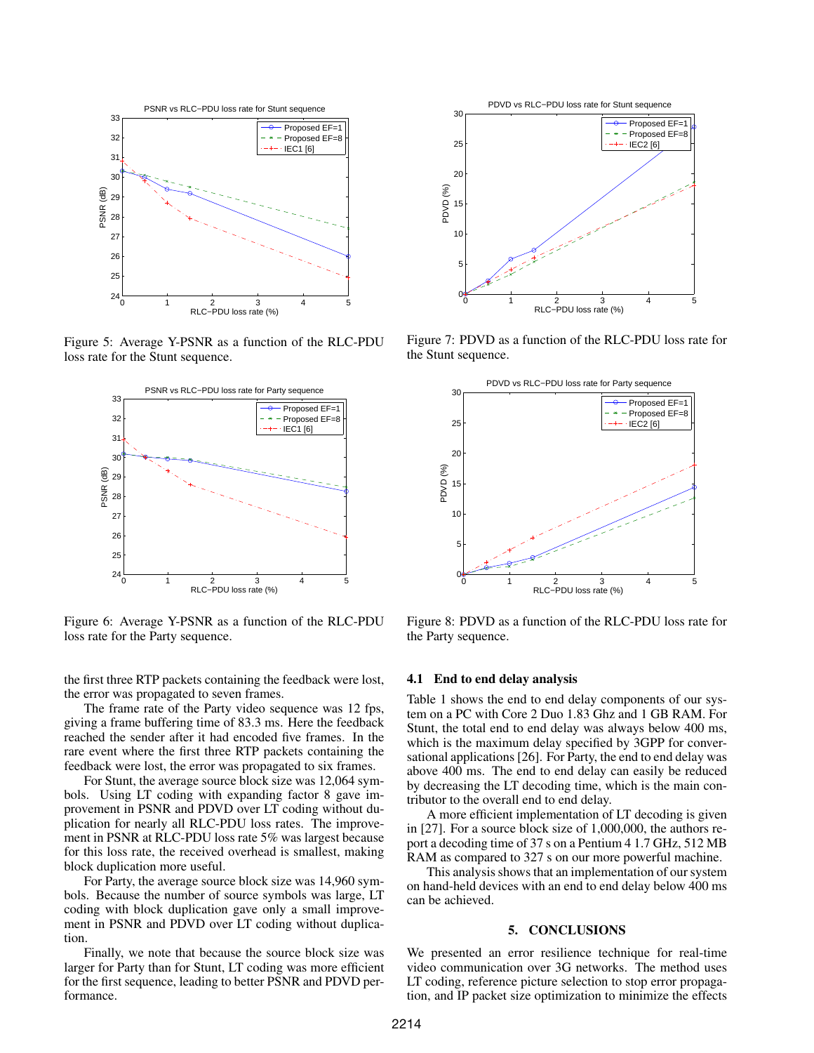Figure 5: Average Y-PSNR as a function of the RLC-PDU loss rate for the Stunt sequence.

Figure 6: Average Y-PSNR as a function of the RLC-PDU loss rate for the Party sequence.

Figure 7: PDVD as a function of the RLC-PDU loss rate for the Stunt sequence.

Figure 8: PDVD as a function of the RLC-PDU loss rate for the Party sequence.

the first three RTP packets containing the feedback were lost, the error was propagated to seven frames.

The frame rate of the Party video sequence was 12 fps, giving a frame buffering time of 83.3 ms. Here the feedback reached the sender after it had encoded five frames. In the rare event where the first three RTP packets containing the feedback were lost, the error was propagated to six frames.

For Stunt, the average source block size was 12,064 symbols. Using LT coding with expanding factor 8 gave improvement in PSNR and PDVD over LT coding without duplication for nearly all RLC-PDU loss rates. The improvement in PSNR at RLC-PDU loss rate 5% was largest because for this loss rate, the received overhead is smallest, making block duplication more useful.

For Party, the average source block size was 14,960 symbols. Because the number of source symbols was large, LT coding with block duplication gave only a small improvement in PSNR and PDVD over LT coding without duplication.

Finally, we note that because the source block size was larger for Party than for Stunt, LT coding was more efficient for the first sequence, leading to better PSNR and PDVD performance.

### 4.1 End to end delay analysis

Table 1 shows the end to end delay components of our system on a PC with Core 2 Duo 1.83 Ghz and 1 GB RAM. For Stunt, the total end to end delay was always below 400 ms, which is the maximum delay specified by 3GPP for conversational applications [26]. For Party, the end to end delay was above 400 ms. The end to end delay can easily be reduced by decreasing the LT decoding time, which is the main contributor to the overall end to end delay.

A more efficient implementation of LT decoding is given in [27]. For a source block size of 1,000,000, the authors report a decoding time of 37 s on a Pentium 4 1.7 GHz, 512 MB RAM as compared to 327 s on our more powerful machine.

This analysis shows that an implementation of our system on hand-held devices with an end to end delay below 400 ms can be achieved.

## 5. CONCLUSIONS

We presented an error resilience technique for real-time video communication over 3G networks. The method uses LT coding, reference picture selection to stop error propagation, and IP packet size optimization to minimize the effects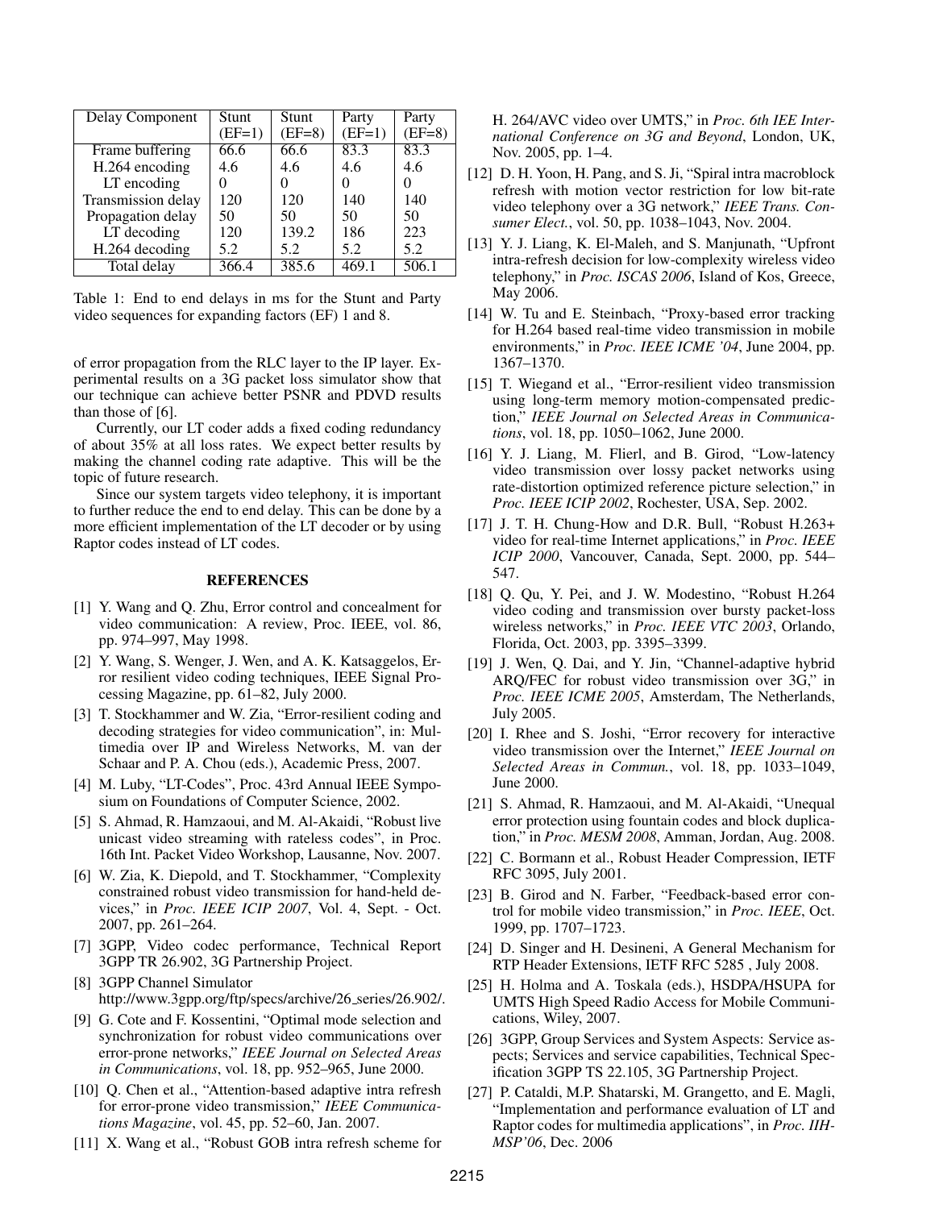| Delay Component | Stunt (EF=1) | Stunt (EF=8) | Party (EF=1) | Party (EF=8) |
|---|---|---|---|---|
| Frame buffering | 66.6 | 66.6 | 83.3 | 83.3 |
| H.264 encoding | 4.6 | 4.6 | 4.6 | 4.6 |
| LT encoding | 0 | 0 | 0 | 0 |
| Transmission delay | 120 | 120 | 140 | 140 |
| Propagation delay | 50 | 50 | 50 | 50 |
| LT decoding | 120 | 139.2 | 186 | 223 |
| H.264 decoding | 5.2 | 5.2 | 5.2 | 5.2 |
| Total delay | 366.4 | 385.6 | 469.1 | 506.1 |

Table 1: End to end delays in ms for the Stunt and Party video sequences for expanding factors (EF) 1 and 8.

of error propagation from the RLC layer to the IP layer. Experimental results on a 3G packet loss simulator show that our technique can achieve better PSNR and PDVD results than those of [6].

Currently, our LT coder adds a fixed coding redundancy of about 35% at all loss rates. We expect better results by making the channel coding rate adaptive. This will be the topic of future research.

Since our system targets video telephony, it is important to further reduce the end to end delay. This can be done by a more efficient implementation of the LT decoder or by using Raptor codes instead of LT codes.

## REFERENCES

[1] Y. Wang and Q. Zhu, Error control and concealment for video communication: A review, Proc. IEEE, vol. 86, pp. 974–997, May 1998.

[2] Y. Wang, S. Wenger, J. Wen, and A. K. Katsaggelos, Error resilient video coding techniques, IEEE Signal Processing Magazine, pp. 61–82, July 2000.

[3] T. Stockhammer and W. Zia, "Error-resilient coding and decoding strategies for video communication", in: Multimedia over IP and Wireless Networks, M. van der Schaar and P. A. Chou (eds.), Academic Press, 2007.

[4] M. Luby, "LT-Codes", Proc. 43rd Annual IEEE Symposium on Foundations of Computer Science, 2002.

[5] S. Ahmad, R. Hamzaoui, and M. Al-Akaidi, "Robust live unicast video streaming with rateless codes", in Proc. 16th Int. Packet Video Workshop, Lausanne, Nov. 2007.

[6] W. Zia, K. Diepold, and T. Stockhammer, "Complexity constrained robust video transmission for hand-held devices," in *Proc. IEEE ICIP 2007*, Vol. 4, Sept. - Oct. 2007, pp. 261–264.

[7] 3GPP, Video codec performance, Technical Report 3GPP TR 26.902, 3G Partnership Project.

[8] 3GPP Channel Simulator http://www.3gpp.org/ftp/specs/archive/26_series/26.902/.

[9] G. Cote and F. Kossentini, "Optimal mode selection and synchronization for robust video communications over error-prone networks," *IEEE Journal on Selected Areas in Communications*, vol. 18, pp. 952–965, June 2000.

[10] Q. Chen et al., "Attention-based adaptive intra refresh for error-prone video transmission," *IEEE Communications Magazine*, vol. 45, pp. 52–60, Jan. 2007.

[11] X. Wang et al., "Robust GOB intra refresh scheme for H. 264/AVC video over UMTS," in *Proc. 6th IEE International Conference on 3G and Beyond*, London, UK, Nov. 2005, pp. 1–4.

[12] D. H. Yoon, H. Pang, and S. Ji, "Spiral intra macroblock refresh with motion vector restriction for low bit-rate video telephony over a 3G network," *IEEE Trans. Consumer Elect.*, vol. 50, pp. 1038–1043, Nov. 2004.

[13] Y. J. Liang, K. El-Maleh, and S. Manjunath, "Upfront intra-refresh decision for low-complexity wireless video telephony," in *Proc. ISCAS 2006*, Island of Kos, Greece, May 2006.

[14] W. Tu and E. Steinbach, "Proxy-based error tracking for H.264 based real-time video transmission in mobile environments," in *Proc. IEEE ICME '04*, June 2004, pp. 1367–1370.

[15] T. Wiegand et al., "Error-resilient video transmission using long-term memory motion-compensated prediction," *IEEE Journal on Selected Areas in Communications*, vol. 18, pp. 1050–1062, June 2000.

[16] Y. J. Liang, M. Flierl, and B. Girod, "Low-latency video transmission over lossy packet networks using rate-distortion optimized reference picture selection," in *Proc. IEEE ICIP 2002*, Rochester, USA, Sep. 2002.

[17] J. T. H. Chung-How and D.R. Bull, "Robust H.263+ video for real-time Internet applications," in *Proc. IEEE ICIP 2000*, Vancouver, Canada, Sept. 2000, pp. 544–547.

[18] Q. Qu, Y. Pei, and J. W. Modestino, "Robust H.264 video coding and transmission over bursty packet-loss wireless networks," in *Proc. IEEE VTC 2003*, Orlando, Florida, Oct. 2003, pp. 3395–3399.

[19] J. Wen, Q. Dai, and Y. Jin, "Channel-adaptive hybrid ARQ/FEC for robust video transmission over 3G," in *Proc. IEEE ICME 2005*, Amsterdam, The Netherlands, July 2005.

[20] I. Rhee and S. Joshi, "Error recovery for interactive video transmission over the Internet," *IEEE Journal on Selected Areas in Commun.*, vol. 18, pp. 1033–1049, June 2000.

[21] S. Ahmad, R. Hamzaoui, and M. Al-Akaidi, "Unequal error protection using fountain codes and block duplication," in *Proc. MESM 2008*, Amman, Jordan, Aug. 2008.

[22] C. Bormann et al., Robust Header Compression, IETF RFC 3095, July 2001.

[23] B. Girod and N. Farber, "Feedback-based error control for mobile video transmission," in *Proc. IEEE*, Oct. 1999, pp. 1707–1723.

[24] D. Singer and H. Desineni, A General Mechanism for RTP Header Extensions, IETF RFC 5285 , July 2008.

[25] H. Holma and A. Toskala (eds.), HSDPA/HSUPA for UMTS High Speed Radio Access for Mobile Communications, Wiley, 2007.

[26] 3GPP, Group Services and System Aspects: Service aspects; Services and service capabilities, Technical Specification 3GPP TS 22.105, 3G Partnership Project.

[27] P. Cataldi, M.P. Shatarski, M. Grangetto, and E. Magli, "Implementation and performance evaluation of LT and Raptor codes for multimedia applications", in *Proc. IIH-MSP'06*, Dec. 2006